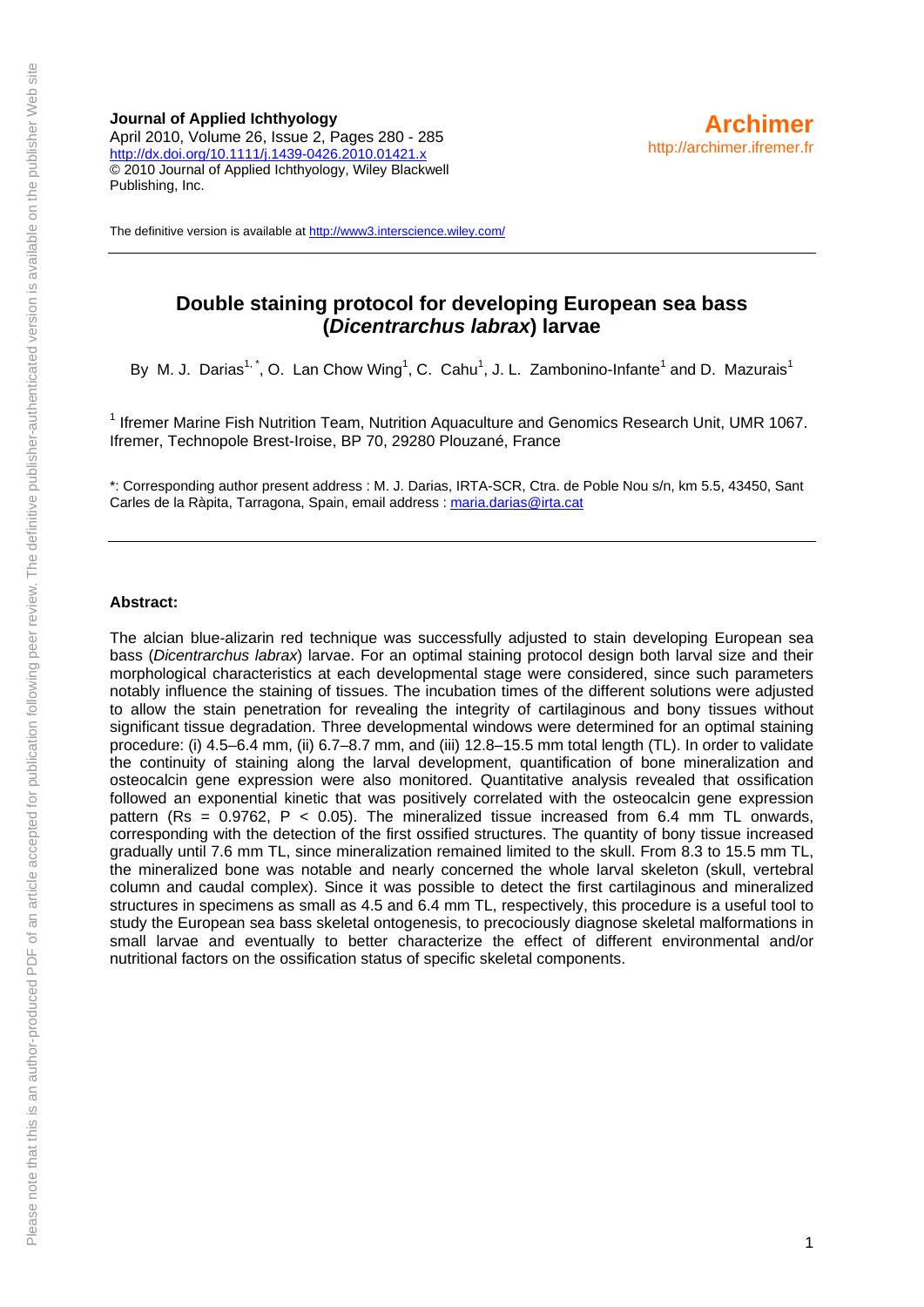**Journal of Applied Ichthyology**
April 2010, Volume 26, Issue 2, Pages 280 - 285
http://dx.doi.org/10.1111/j.1439-0426.2010.01421.x
© 2010 Journal of Applied Ichthyology, Wiley Blackwell Publishing, Inc.

**Archimer**
http://archimer.ifremer.fr

The definitive version is available at http://www3.interscience.wiley.com/

# Double staining protocol for developing European sea bass (*Dicentrarchus labrax*) larvae

By M. J. Darias[1,*], O. Lan Chow Wing[1], C. Cahu[1], J. L. Zambonino-Infante[1] and D. Mazurais[1]

[1] Ifremer Marine Fish Nutrition Team, Nutrition Aquaculture and Genomics Research Unit, UMR 1067. Ifremer, Technopole Brest-Iroise, BP 70, 29280 Plouzané, France

*: Corresponding author present address : M. J. Darias, IRTA-SCR, Ctra. de Poble Nou s/n, km 5.5, 43450, Sant Carles de la Ràpita, Tarragona, Spain, email address : maria.darias@irta.cat

**Abstract:**

The alcian blue-alizarin red technique was successfully adjusted to stain developing European sea bass (*Dicentrarchus labrax*) larvae. For an optimal staining protocol design both larval size and their morphological characteristics at each developmental stage were considered, since such parameters notably influence the staining of tissues. The incubation times of the different solutions were adjusted to allow the stain penetration for revealing the integrity of cartilaginous and bony tissues without significant tissue degradation. Three developmental windows were determined for an optimal staining procedure: (i) 4.5–6.4 mm, (ii) 6.7–8.7 mm, and (iii) 12.8–15.5 mm total length (TL). In order to validate the continuity of staining along the larval development, quantification of bone mineralization and osteocalcin gene expression were also monitored. Quantitative analysis revealed that ossification followed an exponential kinetic that was positively correlated with the osteocalcin gene expression pattern ($R_s = 0.9762$, $P < 0.05$). The mineralized tissue increased from 6.4 mm TL onwards, corresponding with the detection of the first ossified structures. The quantity of bony tissue increased gradually until 7.6 mm TL, since mineralization remained limited to the skull. From 8.3 to 15.5 mm TL, the mineralized bone was notable and nearly concerned the whole larval skeleton (skull, vertebral column and caudal complex). Since it was possible to detect the first cartilaginous and mineralized structures in specimens as small as 4.5 and 6.4 mm TL, respectively, this procedure is a useful tool to study the European sea bass skeletal ontogenesis, to precociously diagnose skeletal malformations in small larvae and eventually to better characterize the effect of different environmental and/or nutritional factors on the ossification status of specific skeletal components.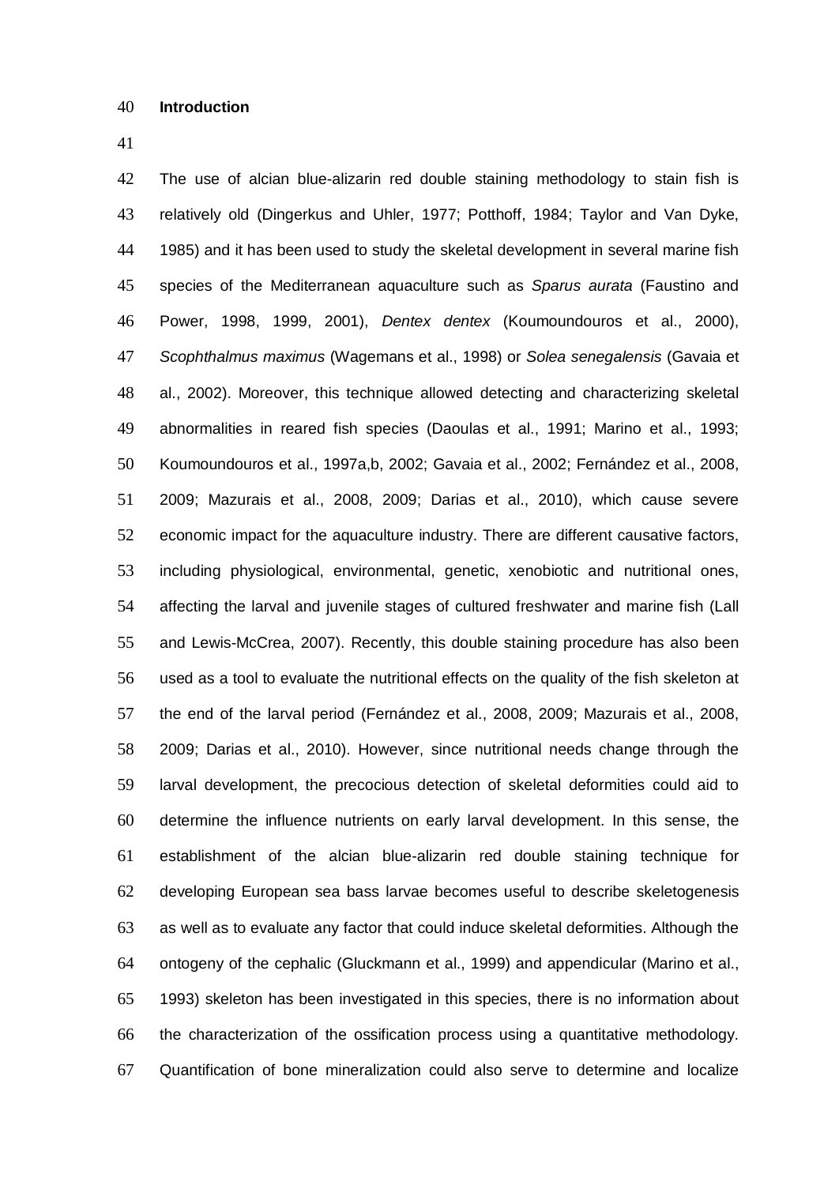## Introduction

The use of alcian blue-alizarin red double staining methodology to stain fish is relatively old (Dingerkus and Uhler, 1977; Potthoff, 1984; Taylor and Van Dyke, 1985) and it has been used to study the skeletal development in several marine fish species of the Mediterranean aquaculture such as *Sparus aurata* (Faustino and Power, 1998, 1999, 2001), *Dentex dentex* (Koumoundouros et al., 2000), *Scophthalmus maximus* (Wagemans et al., 1998) or *Solea senegalensis* (Gavaia et al., 2002). Moreover, this technique allowed detecting and characterizing skeletal abnormalities in reared fish species (Daoulas et al., 1991; Marino et al., 1993; Koumoundouros et al., 1997a,b, 2002; Gavaia et al., 2002; Fernández et al., 2008, 2009; Mazurais et al., 2008, 2009; Darias et al., 2010), which cause severe economic impact for the aquaculture industry. There are different causative factors, including physiological, environmental, genetic, xenobiotic and nutritional ones, affecting the larval and juvenile stages of cultured freshwater and marine fish (Lall and Lewis-McCrea, 2007). Recently, this double staining procedure has also been used as a tool to evaluate the nutritional effects on the quality of the fish skeleton at the end of the larval period (Fernández et al., 2008, 2009; Mazurais et al., 2008, 2009; Darias et al., 2010). However, since nutritional needs change through the larval development, the precocious detection of skeletal deformities could aid to determine the influence nutrients on early larval development. In this sense, the establishment of the alcian blue-alizarin red double staining technique for developing European sea bass larvae becomes useful to describe skeletogenesis as well as to evaluate any factor that could induce skeletal deformities. Although the ontogeny of the cephalic (Gluckmann et al., 1999) and appendicular (Marino et al., 1993) skeleton has been investigated in this species, there is no information about the characterization of the ossification process using a quantitative methodology. Quantification of bone mineralization could also serve to determine and localize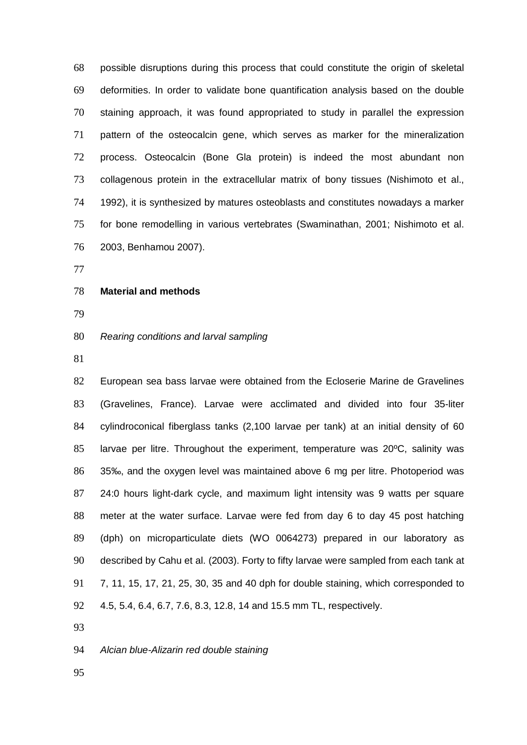possible disruptions during this process that could constitute the origin of skeletal deformities. In order to validate bone quantification analysis based on the double staining approach, it was found appropriated to study in parallel the expression pattern of the osteocalcin gene, which serves as marker for the mineralization process. Osteocalcin (Bone Gla protein) is indeed the most abundant non collagenous protein in the extracellular matrix of bony tissues (Nishimoto et al., 1992), it is synthesized by matures osteoblasts and constitutes nowadays a marker for bone remodelling in various vertebrates (Swaminathan, 2001; Nishimoto et al. 2003, Benhamou 2007).

## Material and methods

*Rearing conditions and larval sampling*

European sea bass larvae were obtained from the Ecloserie Marine de Gravelines (Gravelines, France). Larvae were acclimated and divided into four 35-liter cylindroconical fiberglass tanks (2,100 larvae per tank) at an initial density of 60 larvae per litre. Throughout the experiment, temperature was 20ºC, salinity was 35‰, and the oxygen level was maintained above 6 mg per litre. Photoperiod was 24:0 hours light-dark cycle, and maximum light intensity was 9 watts per square meter at the water surface. Larvae were fed from day 6 to day 45 post hatching (dph) on microparticulate diets (WO 0064273) prepared in our laboratory as described by Cahu et al. (2003). Forty to fifty larvae were sampled from each tank at 7, 11, 15, 17, 21, 25, 30, 35 and 40 dph for double staining, which corresponded to 4.5, 5.4, 6.4, 6.7, 7.6, 8.3, 12.8, 14 and 15.5 mm TL, respectively.

*Alcian blue-Alizarin red double staining*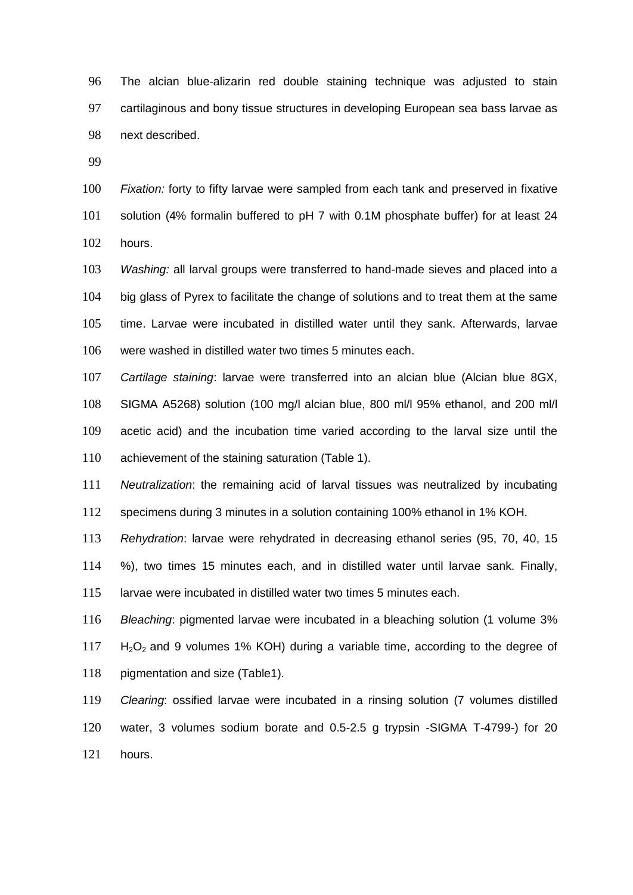The alcian blue-alizarin red double staining technique was adjusted to stain cartilaginous and bony tissue structures in developing European sea bass larvae as next described.

*Fixation:* forty to fifty larvae were sampled from each tank and preserved in fixative solution (4% formalin buffered to pH 7 with 0.1M phosphate buffer) for at least 24 hours.

*Washing:* all larval groups were transferred to hand-made sieves and placed into a big glass of Pyrex to facilitate the change of solutions and to treat them at the same time. Larvae were incubated in distilled water until they sank. Afterwards, larvae were washed in distilled water two times 5 minutes each.

*Cartilage staining*: larvae were transferred into an alcian blue (Alcian blue 8GX, SIGMA A5268) solution (100 mg/l alcian blue, 800 ml/l 95% ethanol, and 200 ml/l acetic acid) and the incubation time varied according to the larval size until the achievement of the staining saturation (Table 1).

*Neutralization*: the remaining acid of larval tissues was neutralized by incubating specimens during 3 minutes in a solution containing 100% ethanol in 1% KOH.

*Rehydration*: larvae were rehydrated in decreasing ethanol series (95, 70, 40, 15 %), two times 15 minutes each, and in distilled water until larvae sank. Finally, larvae were incubated in distilled water two times 5 minutes each.

*Bleaching*: pigmented larvae were incubated in a bleaching solution (1 volume 3% $H_2O_2$ and 9 volumes 1% KOH) during a variable time, according to the degree of pigmentation and size (Table1).

*Clearing*: ossified larvae were incubated in a rinsing solution (7 volumes distilled water, 3 volumes sodium borate and 0.5-2.5 g trypsin -SIGMA T-4799-) for 20 hours.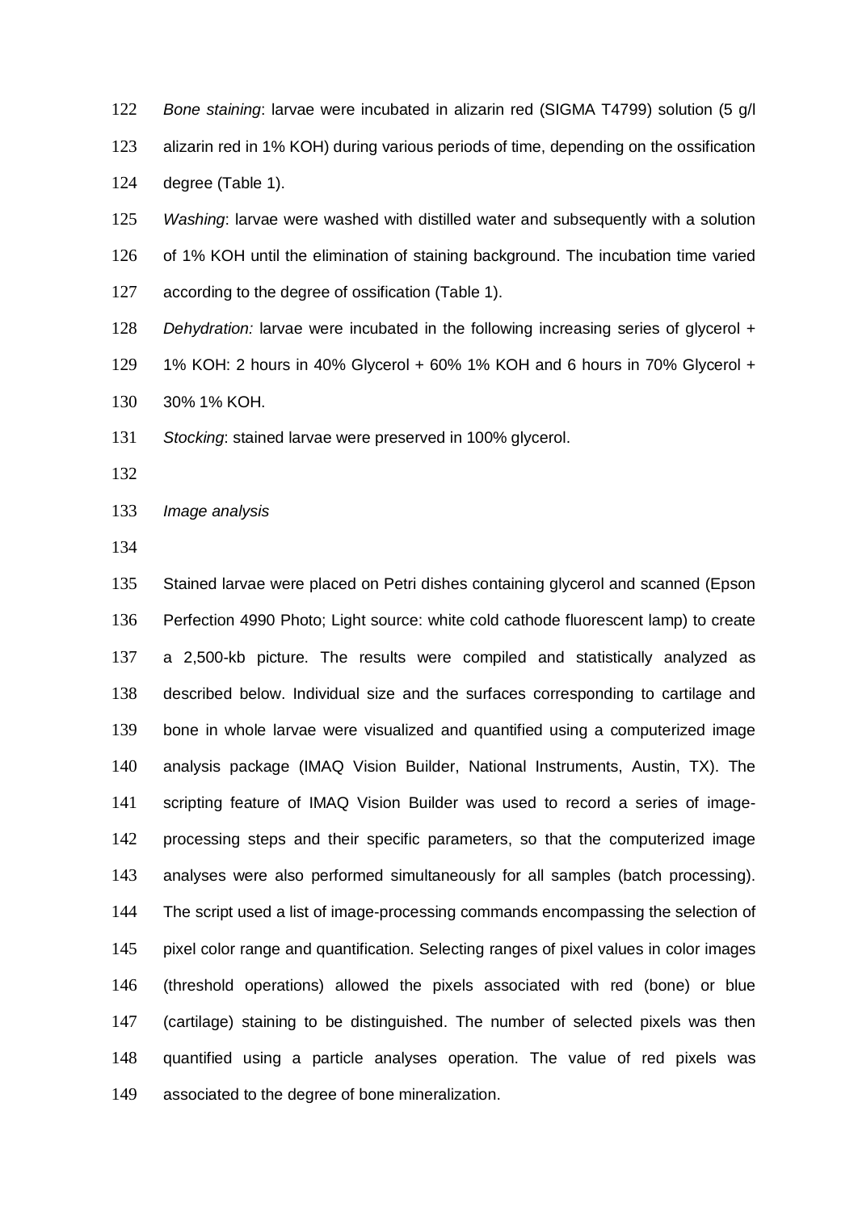*Bone staining*: larvae were incubated in alizarin red (SIGMA T4799) solution (5 g/l alizarin red in 1% KOH) during various periods of time, depending on the ossification degree (Table 1).

*Washing*: larvae were washed with distilled water and subsequently with a solution of 1% KOH until the elimination of staining background. The incubation time varied according to the degree of ossification (Table 1).

*Dehydration:* larvae were incubated in the following increasing series of glycerol + 1% KOH: 2 hours in 40% Glycerol + 60% 1% KOH and 6 hours in 70% Glycerol + 30% 1% KOH.

*Stocking*: stained larvae were preserved in 100% glycerol.

*Image analysis*

Stained larvae were placed on Petri dishes containing glycerol and scanned (Epson Perfection 4990 Photo; Light source: white cold cathode fluorescent lamp) to create a 2,500-kb picture. The results were compiled and statistically analyzed as described below. Individual size and the surfaces corresponding to cartilage and bone in whole larvae were visualized and quantified using a computerized image analysis package (IMAQ Vision Builder, National Instruments, Austin, TX). The scripting feature of IMAQ Vision Builder was used to record a series of image-processing steps and their specific parameters, so that the computerized image analyses were also performed simultaneously for all samples (batch processing). The script used a list of image-processing commands encompassing the selection of pixel color range and quantification. Selecting ranges of pixel values in color images (threshold operations) allowed the pixels associated with red (bone) or blue (cartilage) staining to be distinguished. The number of selected pixels was then quantified using a particle analyses operation. The value of red pixels was associated to the degree of bone mineralization.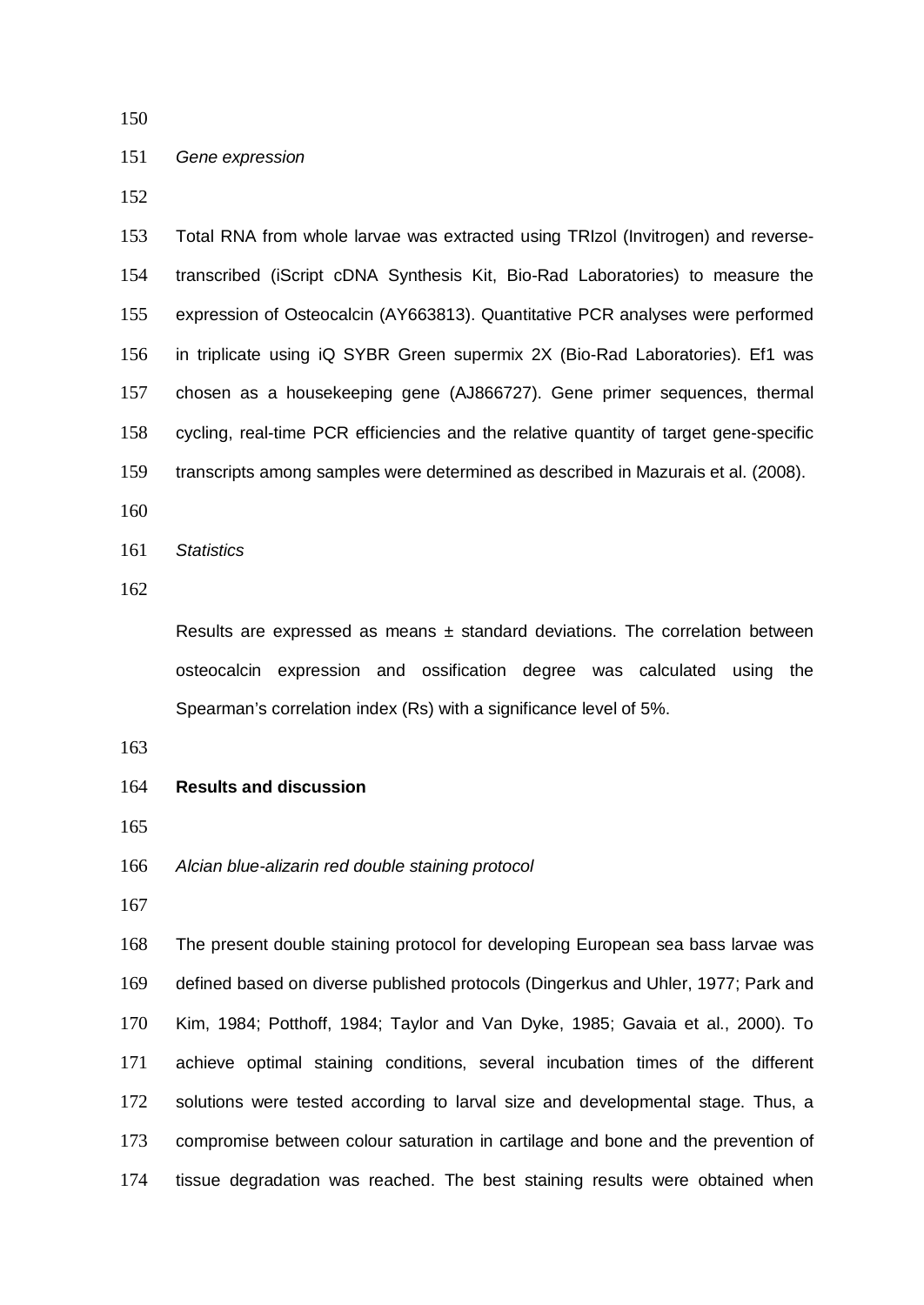*Gene expression*

Total RNA from whole larvae was extracted using TRIzol (Invitrogen) and reverse-transcribed (iScript cDNA Synthesis Kit, Bio-Rad Laboratories) to measure the expression of Osteocalcin (AY663813). Quantitative PCR analyses were performed in triplicate using iQ SYBR Green supermix 2X (Bio-Rad Laboratories). Ef1 was chosen as a housekeeping gene (AJ866727). Gene primer sequences, thermal cycling, real-time PCR efficiencies and the relative quantity of target gene-specific transcripts among samples were determined as described in Mazurais et al. (2008).

*Statistics*

Results are expressed as means ± standard deviations. The correlation between osteocalcin expression and ossification degree was calculated using the Spearman's correlation index (Rs) with a significance level of 5%.

## Results and discussion

*Alcian blue-alizarin red double staining protocol*

The present double staining protocol for developing European sea bass larvae was defined based on diverse published protocols (Dingerkus and Uhler, 1977; Park and Kim, 1984; Potthoff, 1984; Taylor and Van Dyke, 1985; Gavaia et al., 2000). To achieve optimal staining conditions, several incubation times of the different solutions were tested according to larval size and developmental stage. Thus, a compromise between colour saturation in cartilage and bone and the prevention of tissue degradation was reached. The best staining results were obtained when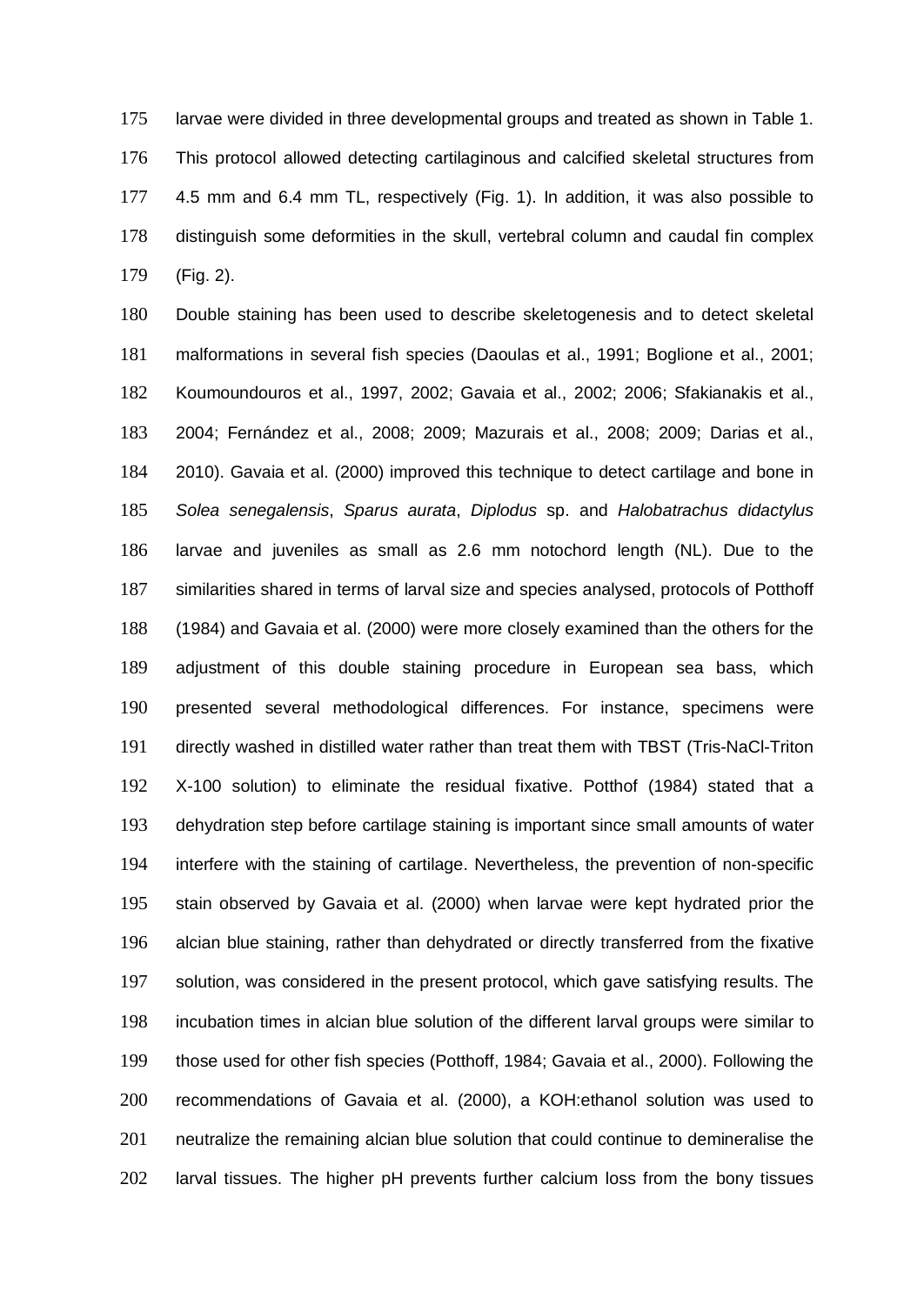larvae were divided in three developmental groups and treated as shown in Table 1. This protocol allowed detecting cartilaginous and calcified skeletal structures from 4.5 mm and 6.4 mm TL, respectively (Fig. 1). In addition, it was also possible to distinguish some deformities in the skull, vertebral column and caudal fin complex (Fig. 2).

Double staining has been used to describe skeletogenesis and to detect skeletal malformations in several fish species (Daoulas et al., 1991; Boglione et al., 2001; Koumoundouros et al., 1997, 2002; Gavaia et al., 2002; 2006; Sfakianakis et al., 2004; Fernández et al., 2008; 2009; Mazurais et al., 2008; 2009; Darias et al., 2010). Gavaia et al. (2000) improved this technique to detect cartilage and bone in *Solea senegalensis*, *Sparus aurata*, *Diplodus* sp. and *Halobatrachus didactylus* larvae and juveniles as small as 2.6 mm notochord length (NL). Due to the similarities shared in terms of larval size and species analysed, protocols of Potthoff (1984) and Gavaia et al. (2000) were more closely examined than the others for the adjustment of this double staining procedure in European sea bass, which presented several methodological differences. For instance, specimens were directly washed in distilled water rather than treat them with TBST (Tris-NaCl-Triton X-100 solution) to eliminate the residual fixative. Potthof (1984) stated that a dehydration step before cartilage staining is important since small amounts of water interfere with the staining of cartilage. Nevertheless, the prevention of non-specific stain observed by Gavaia et al. (2000) when larvae were kept hydrated prior the alcian blue staining, rather than dehydrated or directly transferred from the fixative solution, was considered in the present protocol, which gave satisfying results. The incubation times in alcian blue solution of the different larval groups were similar to those used for other fish species (Potthoff, 1984; Gavaia et al., 2000). Following the recommendations of Gavaia et al. (2000), a KOH:ethanol solution was used to neutralize the remaining alcian blue solution that could continue to demineralise the larval tissues. The higher pH prevents further calcium loss from the bony tissues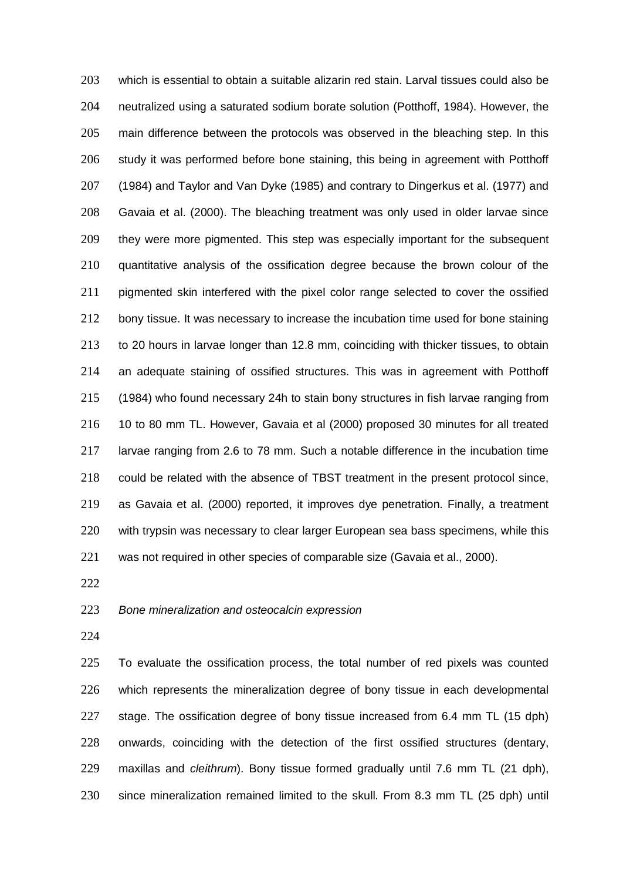which is essential to obtain a suitable alizarin red stain. Larval tissues could also be neutralized using a saturated sodium borate solution (Potthoff, 1984). However, the main difference between the protocols was observed in the bleaching step. In this study it was performed before bone staining, this being in agreement with Potthoff (1984) and Taylor and Van Dyke (1985) and contrary to Dingerkus et al. (1977) and Gavaia et al. (2000). The bleaching treatment was only used in older larvae since they were more pigmented. This step was especially important for the subsequent quantitative analysis of the ossification degree because the brown colour of the pigmented skin interfered with the pixel color range selected to cover the ossified bony tissue. It was necessary to increase the incubation time used for bone staining to 20 hours in larvae longer than 12.8 mm, coinciding with thicker tissues, to obtain an adequate staining of ossified structures. This was in agreement with Potthoff (1984) who found necessary 24h to stain bony structures in fish larvae ranging from 10 to 80 mm TL. However, Gavaia et al (2000) proposed 30 minutes for all treated larvae ranging from 2.6 to 78 mm. Such a notable difference in the incubation time could be related with the absence of TBST treatment in the present protocol since, as Gavaia et al. (2000) reported, it improves dye penetration. Finally, a treatment with trypsin was necessary to clear larger European sea bass specimens, while this was not required in other species of comparable size (Gavaia et al., 2000).

*Bone mineralization and osteocalcin expression*

To evaluate the ossification process, the total number of red pixels was counted which represents the mineralization degree of bony tissue in each developmental stage. The ossification degree of bony tissue increased from 6.4 mm TL (15 dph) onwards, coinciding with the detection of the first ossified structures (dentary, maxillas and *cleithrum*). Bony tissue formed gradually until 7.6 mm TL (21 dph), since mineralization remained limited to the skull. From 8.3 mm TL (25 dph) until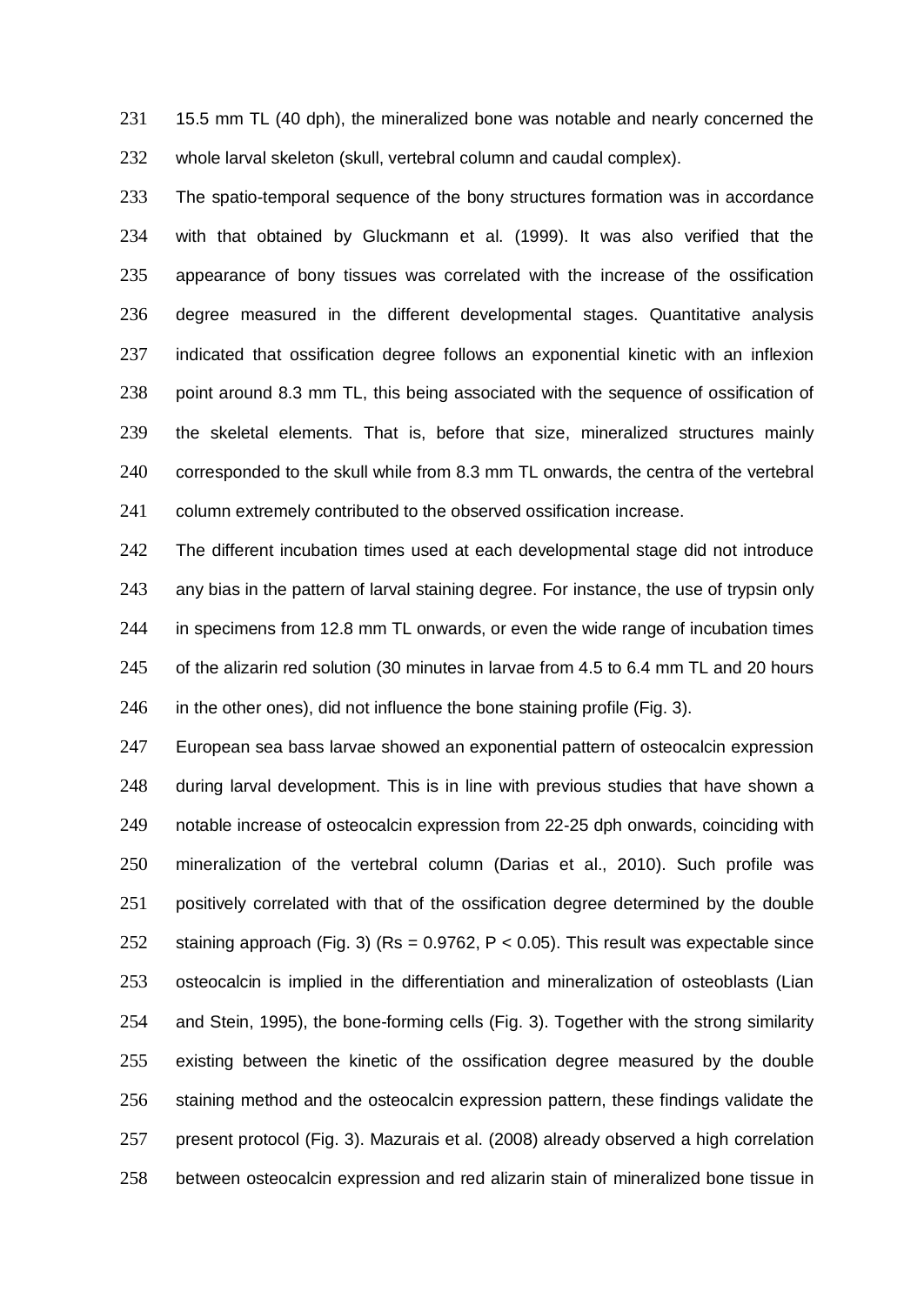15.5 mm TL (40 dph), the mineralized bone was notable and nearly concerned the whole larval skeleton (skull, vertebral column and caudal complex).

The spatio-temporal sequence of the bony structures formation was in accordance with that obtained by Gluckmann et al. (1999). It was also verified that the appearance of bony tissues was correlated with the increase of the ossification degree measured in the different developmental stages. Quantitative analysis indicated that ossification degree follows an exponential kinetic with an inflexion point around 8.3 mm TL, this being associated with the sequence of ossification of the skeletal elements. That is, before that size, mineralized structures mainly corresponded to the skull while from 8.3 mm TL onwards, the centra of the vertebral column extremely contributed to the observed ossification increase.

The different incubation times used at each developmental stage did not introduce any bias in the pattern of larval staining degree. For instance, the use of trypsin only in specimens from 12.8 mm TL onwards, or even the wide range of incubation times of the alizarin red solution (30 minutes in larvae from 4.5 to 6.4 mm TL and 20 hours in the other ones), did not influence the bone staining profile (Fig. 3).

European sea bass larvae showed an exponential pattern of osteocalcin expression during larval development. This is in line with previous studies that have shown a notable increase of osteocalcin expression from 22-25 dph onwards, coinciding with mineralization of the vertebral column (Darias et al., 2010). Such profile was positively correlated with that of the ossification degree determined by the double staining approach (Fig. 3) ($R_s = 0.9762$, $P < 0.05$). This result was expectable since osteocalcin is implied in the differentiation and mineralization of osteoblasts (Lian and Stein, 1995), the bone-forming cells (Fig. 3). Together with the strong similarity existing between the kinetic of the ossification degree measured by the double staining method and the osteocalcin expression pattern, these findings validate the present protocol (Fig. 3). Mazurais et al. (2008) already observed a high correlation between osteocalcin expression and red alizarin stain of mineralized bone tissue in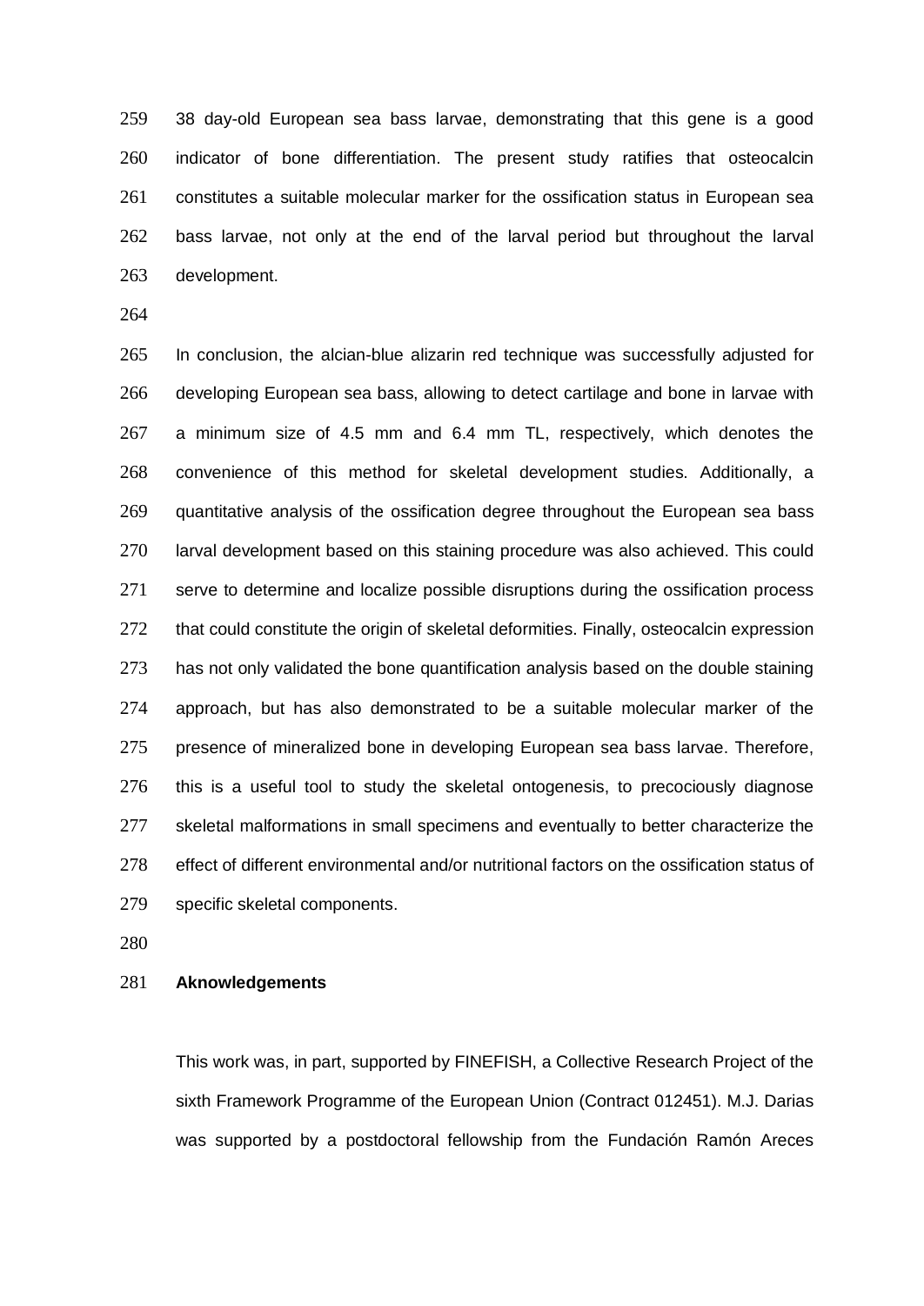38 day-old European sea bass larvae, demonstrating that this gene is a good indicator of bone differentiation. The present study ratifies that osteocalcin constitutes a suitable molecular marker for the ossification status in European sea bass larvae, not only at the end of the larval period but throughout the larval development.

In conclusion, the alcian-blue alizarin red technique was successfully adjusted for developing European sea bass, allowing to detect cartilage and bone in larvae with a minimum size of 4.5 mm and 6.4 mm TL, respectively, which denotes the convenience of this method for skeletal development studies. Additionally, a quantitative analysis of the ossification degree throughout the European sea bass larval development based on this staining procedure was also achieved. This could serve to determine and localize possible disruptions during the ossification process that could constitute the origin of skeletal deformities. Finally, osteocalcin expression has not only validated the bone quantification analysis based on the double staining approach, but has also demonstrated to be a suitable molecular marker of the presence of mineralized bone in developing European sea bass larvae. Therefore, this is a useful tool to study the skeletal ontogenesis, to precociously diagnose skeletal malformations in small specimens and eventually to better characterize the effect of different environmental and/or nutritional factors on the ossification status of specific skeletal components.

**Aknowledgements**

This work was, in part, supported by FINEFISH, a Collective Research Project of the sixth Framework Programme of the European Union (Contract 012451). M.J. Darias was supported by a postdoctoral fellowship from the Fundación Ramón Areces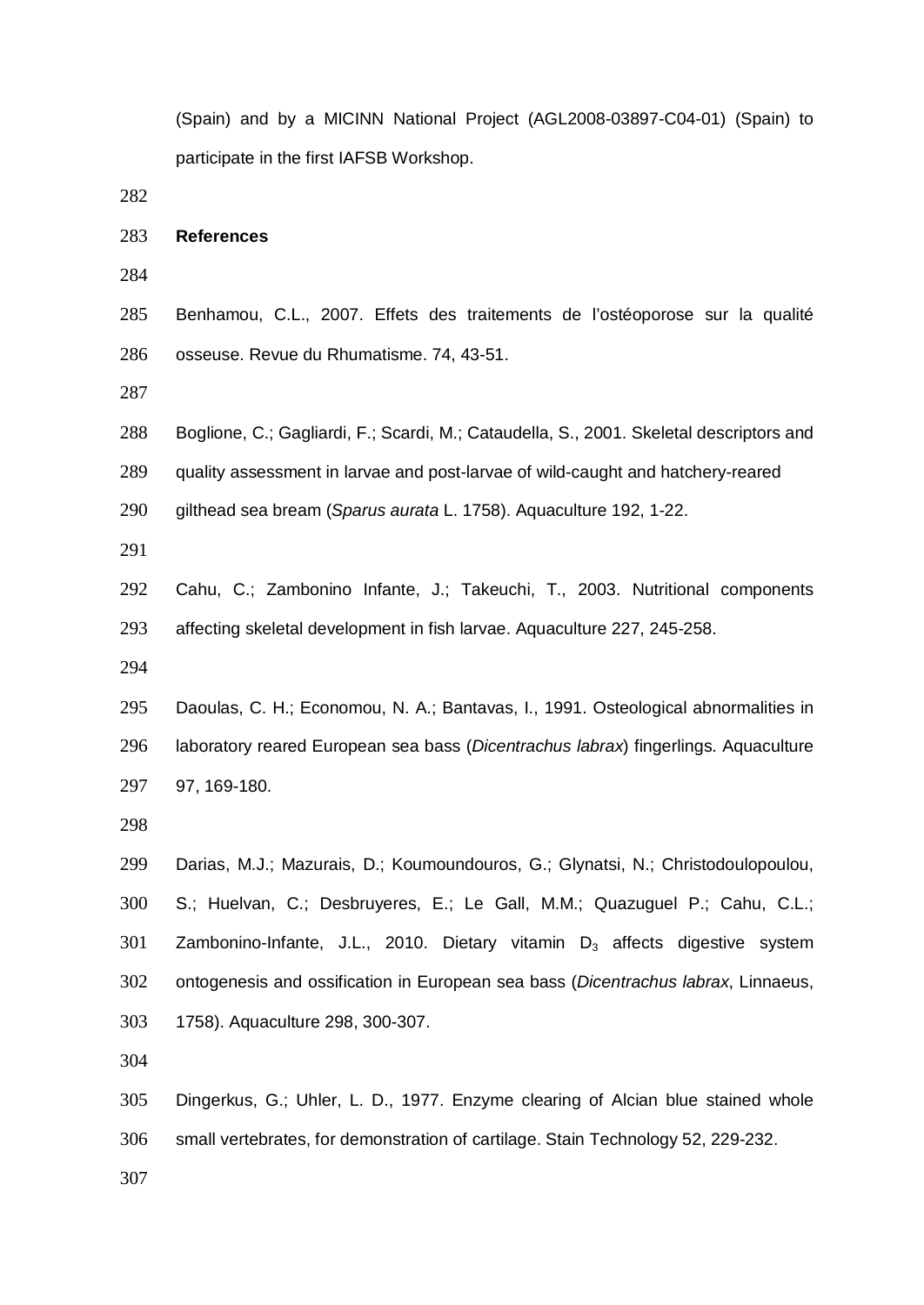(Spain) and by a MICINN National Project (AGL2008-03897-C04-01) (Spain) to participate in the first IAFSB Workshop.

## References

Benhamou, C.L., 2007. Effets des traitements de l'ostéoporose sur la qualité osseuse. Revue du Rhumatisme. 74, 43-51.

Boglione, C.; Gagliardi, F.; Scardi, M.; Cataudella, S., 2001. Skeletal descriptors and quality assessment in larvae and post-larvae of wild-caught and hatchery-reared gilthead sea bream (*Sparus aurata* L. 1758). Aquaculture 192, 1-22.

Cahu, C.; Zambonino Infante, J.; Takeuchi, T., 2003. Nutritional components affecting skeletal development in fish larvae. Aquaculture 227, 245-258.

Daoulas, C. H.; Economou, N. A.; Bantavas, I., 1991. Osteological abnormalities in laboratory reared European sea bass (*Dicentrachus labrax*) fingerlings. Aquaculture 97, 169-180.

Darias, M.J.; Mazurais, D.; Koumoundouros, G.; Glynatsi, N.; Christodoulopoulou, S.; Huelvan, C.; Desbruyeres, E.; Le Gall, M.M.; Quazuguel P.; Cahu, C.L.; Zambonino-Infante, J.L., 2010. Dietary vitamin $D_3$ affects digestive system ontogenesis and ossification in European sea bass (*Dicentrachus labrax*, Linnaeus, 1758). Aquaculture 298, 300-307.

Dingerkus, G.; Uhler, L. D., 1977. Enzyme clearing of Alcian blue stained whole small vertebrates, for demonstration of cartilage. Stain Technology 52, 229-232.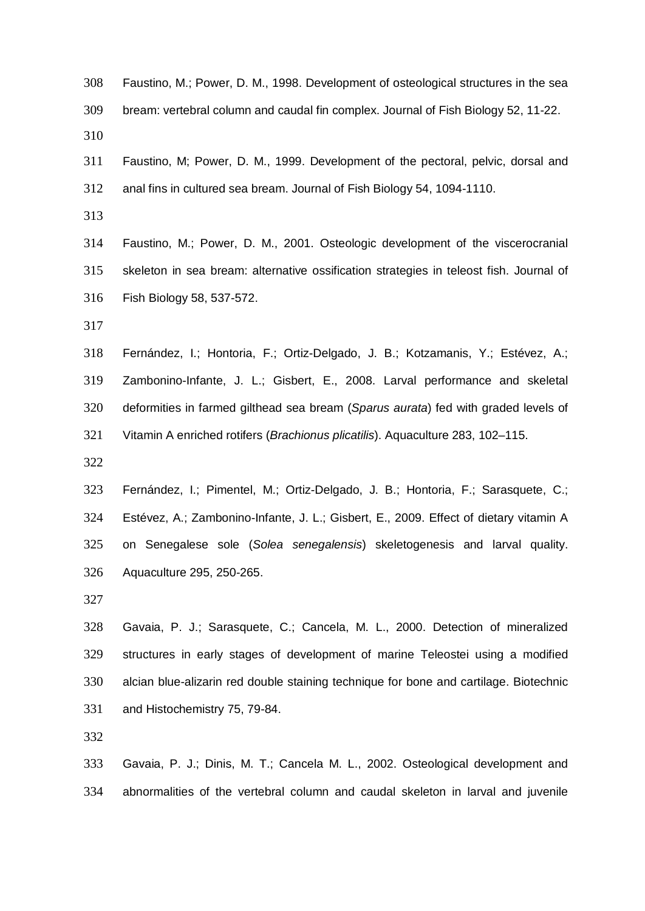Faustino, M.; Power, D. M., 1998. Development of osteological structures in the sea bream: vertebral column and caudal fin complex. Journal of Fish Biology 52, 11-22.

Faustino, M; Power, D. M., 1999. Development of the pectoral, pelvic, dorsal and anal fins in cultured sea bream. Journal of Fish Biology 54, 1094-1110.

Faustino, M.; Power, D. M., 2001. Osteologic development of the viscerocranial skeleton in sea bream: alternative ossification strategies in teleost fish. Journal of Fish Biology 58, 537-572.

Fernández, I.; Hontoria, F.; Ortiz-Delgado, J. B.; Kotzamanis, Y.; Estévez, A.; Zambonino-Infante, J. L.; Gisbert, E., 2008. Larval performance and skeletal deformities in farmed gilthead sea bream (*Sparus aurata*) fed with graded levels of Vitamin A enriched rotifers (*Brachionus plicatilis*). Aquaculture 283, 102–115.

Fernández, I.; Pimentel, M.; Ortiz-Delgado, J. B.; Hontoria, F.; Sarasquete, C.; Estévez, A.; Zambonino-Infante, J. L.; Gisbert, E., 2009. Effect of dietary vitamin A on Senegalese sole (*Solea senegalensis*) skeletogenesis and larval quality. Aquaculture 295, 250-265.

Gavaia, P. J.; Sarasquete, C.; Cancela, M. L., 2000. Detection of mineralized structures in early stages of development of marine Teleostei using a modified alcian blue-alizarin red double staining technique for bone and cartilage. Biotechnic and Histochemistry 75, 79-84.

Gavaia, P. J.; Dinis, M. T.; Cancela M. L., 2002. Osteological development and abnormalities of the vertebral column and caudal skeleton in larval and juvenile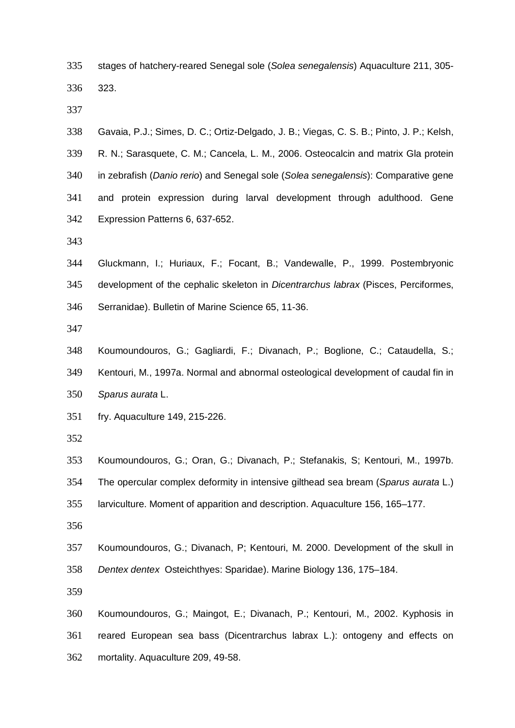stages of hatchery-reared Senegal sole (*Solea senegalensis*) Aquaculture 211, 305-323.

Gavaia, P.J.; Simes, D. C.; Ortiz-Delgado, J. B.; Viegas, C. S. B.; Pinto, J. P.; Kelsh, R. N.; Sarasquete, C. M.; Cancela, L. M., 2006. Osteocalcin and matrix Gla protein in zebrafish (*Danio rerio*) and Senegal sole (*Solea senegalensis*): Comparative gene and protein expression during larval development through adulthood. Gene Expression Patterns 6, 637-652.

Gluckmann, I.; Huriaux, F.; Focant, B.; Vandewalle, P., 1999. Postembryonic development of the cephalic skeleton in *Dicentrarchus labrax* (Pisces, Perciformes, Serranidae). Bulletin of Marine Science 65, 11-36.

Koumoundouros, G.; Gagliardi, F.; Divanach, P.; Boglione, C.; Cataudella, S.; Kentouri, M., 1997a. Normal and abnormal osteological development of caudal fin in *Sparus aurata* L.
fry. Aquaculture 149, 215-226.

Koumoundouros, G.; Oran, G.; Divanach, P.; Stefanakis, S; Kentouri, M., 1997b. The opercular complex deformity in intensive gilthead sea bream (*Sparus aurata* L.) larviculture. Moment of apparition and description. Aquaculture 156, 165–177.

Koumoundouros, G.; Divanach, P; Kentouri, M. 2000. Development of the skull in *Dentex dentex* Osteichthyes: Sparidae). Marine Biology 136, 175–184.

Koumoundouros, G.; Maingot, E.; Divanach, P.; Kentouri, M., 2002. Kyphosis in reared European sea bass (Dicentrarchus labrax L.): ontogeny and effects on mortality. Aquaculture 209, 49-58.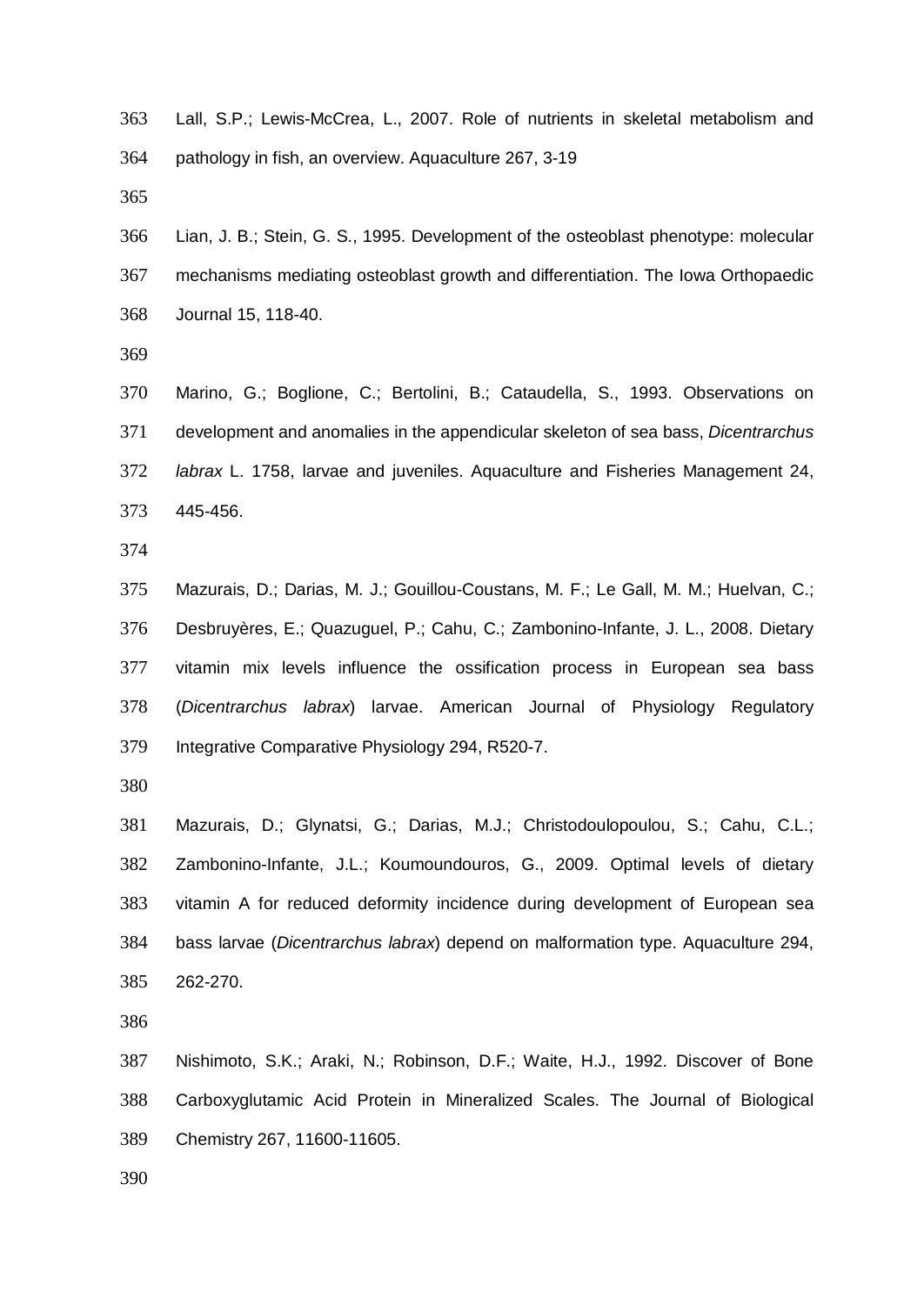Lall, S.P.; Lewis-McCrea, L., 2007. Role of nutrients in skeletal metabolism and pathology in fish, an overview. Aquaculture 267, 3-19

Lian, J. B.; Stein, G. S., 1995. Development of the osteoblast phenotype: molecular mechanisms mediating osteoblast growth and differentiation. The Iowa Orthopaedic Journal 15, 118-40.

Marino, G.; Boglione, C.; Bertolini, B.; Cataudella, S., 1993. Observations on development and anomalies in the appendicular skeleton of sea bass, *Dicentrarchus labrax* L. 1758, larvae and juveniles. Aquaculture and Fisheries Management 24, 445-456.

Mazurais, D.; Darias, M. J.; Gouillou-Coustans, M. F.; Le Gall, M. M.; Huelvan, C.; Desbruyères, E.; Quazuguel, P.; Cahu, C.; Zambonino-Infante, J. L., 2008. Dietary vitamin mix levels influence the ossification process in European sea bass (*Dicentrarchus labrax*) larvae. American Journal of Physiology Regulatory Integrative Comparative Physiology 294, R520-7.

Mazurais, D.; Glynatsi, G.; Darias, M.J.; Christodoulopoulou, S.; Cahu, C.L.; Zambonino-Infante, J.L.; Koumoundouros, G., 2009. Optimal levels of dietary vitamin A for reduced deformity incidence during development of European sea bass larvae (*Dicentrarchus labrax*) depend on malformation type. Aquaculture 294, 262-270.

Nishimoto, S.K.; Araki, N.; Robinson, D.F.; Waite, H.J., 1992. Discover of Bone Carboxyglutamic Acid Protein in Mineralized Scales. The Journal of Biological Chemistry 267, 11600-11605.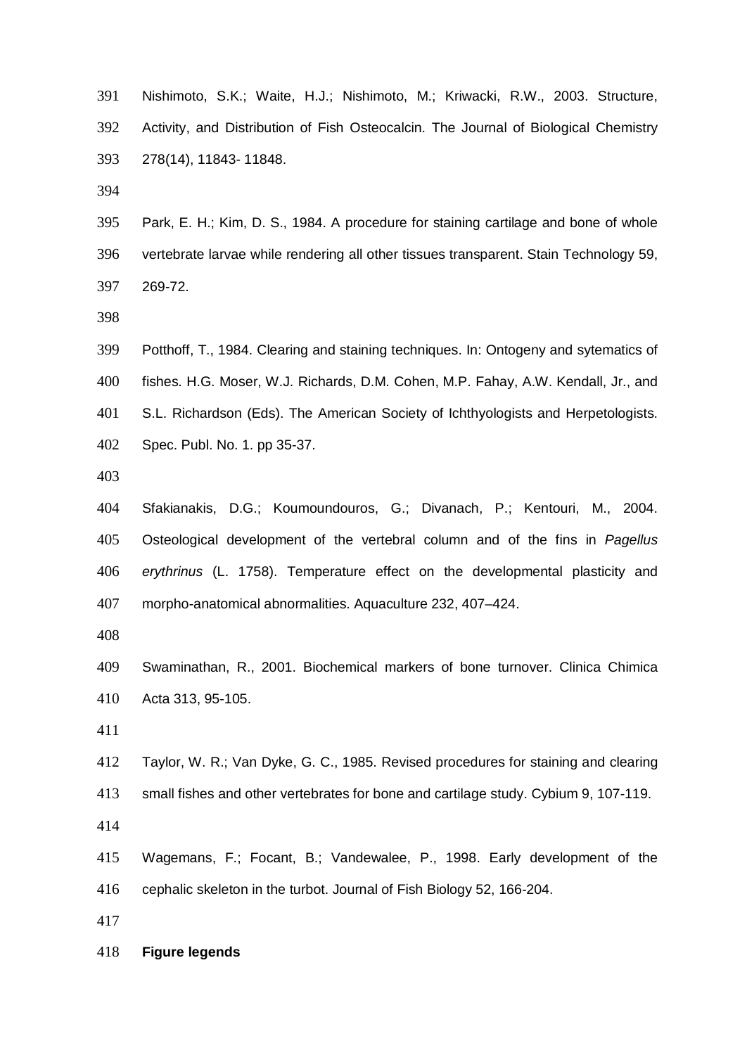Nishimoto, S.K.; Waite, H.J.; Nishimoto, M.; Kriwacki, R.W., 2003. Structure, Activity, and Distribution of Fish Osteocalcin. The Journal of Biological Chemistry 278(14), 11843- 11848.

Park, E. H.; Kim, D. S., 1984. A procedure for staining cartilage and bone of whole vertebrate larvae while rendering all other tissues transparent. Stain Technology 59, 269-72.

Potthoff, T., 1984. Clearing and staining techniques. In: Ontogeny and sytematics of fishes. H.G. Moser, W.J. Richards, D.M. Cohen, M.P. Fahay, A.W. Kendall, Jr., and S.L. Richardson (Eds). The American Society of Ichthyologists and Herpetologists. Spec. Publ. No. 1. pp 35-37.

Sfakianakis, D.G.; Koumoundouros, G.; Divanach, P.; Kentouri, M., 2004. Osteological development of the vertebral column and of the fins in *Pagellus erythrinus* (L. 1758). Temperature effect on the developmental plasticity and morpho-anatomical abnormalities. Aquaculture 232, 407–424.

Swaminathan, R., 2001. Biochemical markers of bone turnover. Clinica Chimica Acta 313, 95-105.

Taylor, W. R.; Van Dyke, G. C., 1985. Revised procedures for staining and clearing small fishes and other vertebrates for bone and cartilage study. Cybium 9, 107-119.

Wagemans, F.; Focant, B.; Vandewalee, P., 1998. Early development of the cephalic skeleton in the turbot. Journal of Fish Biology 52, 166-204.

**Figure legends**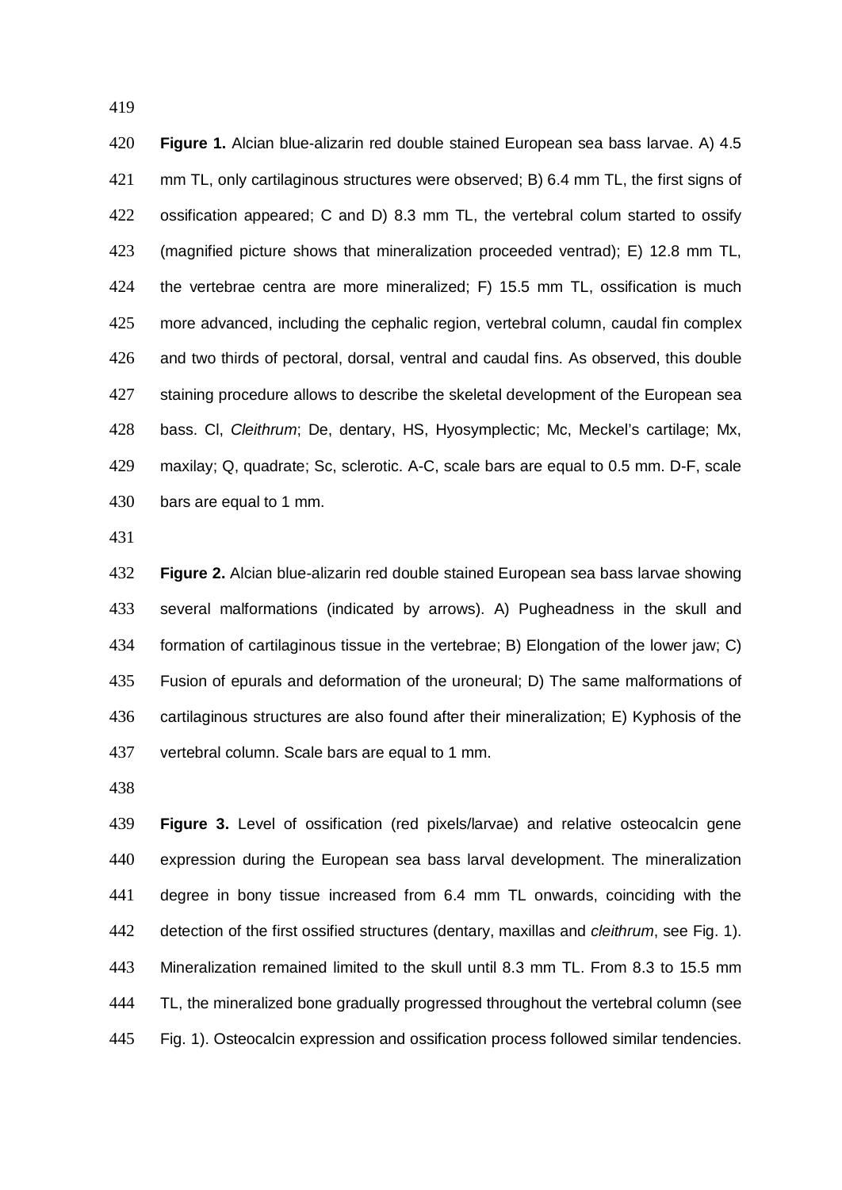**Figure 1.** Alcian blue-alizarin red double stained European sea bass larvae. A) 4.5 mm TL, only cartilaginous structures were observed; B) 6.4 mm TL, the first signs of ossification appeared; C and D) 8.3 mm TL, the vertebral colum started to ossify (magnified picture shows that mineralization proceeded ventrad); E) 12.8 mm TL, the vertebrae centra are more mineralized; F) 15.5 mm TL, ossification is much more advanced, including the cephalic region, vertebral column, caudal fin complex and two thirds of pectoral, dorsal, ventral and caudal fins. As observed, this double staining procedure allows to describe the skeletal development of the European sea bass. Cl, *Cleithrum*; De, dentary, HS, Hyosymplectic; Mc, Meckel's cartilage; Mx, maxilay; Q, quadrate; Sc, sclerotic. A-C, scale bars are equal to 0.5 mm. D-F, scale bars are equal to 1 mm.

**Figure 2.** Alcian blue-alizarin red double stained European sea bass larvae showing several malformations (indicated by arrows). A) Pugheadness in the skull and formation of cartilaginous tissue in the vertebrae; B) Elongation of the lower jaw; C) Fusion of epurals and deformation of the uroneural; D) The same malformations of cartilaginous structures are also found after their mineralization; E) Kyphosis of the vertebral column. Scale bars are equal to 1 mm.

**Figure 3.** Level of ossification (red pixels/larvae) and relative osteocalcin gene expression during the European sea bass larval development. The mineralization degree in bony tissue increased from 6.4 mm TL onwards, coinciding with the detection of the first ossified structures (dentary, maxillas and *cleithrum*, see Fig. 1). Mineralization remained limited to the skull until 8.3 mm TL. From 8.3 to 15.5 mm TL, the mineralized bone gradually progressed throughout the vertebral column (see Fig. 1). Osteocalcin expression and ossification process followed similar tendencies.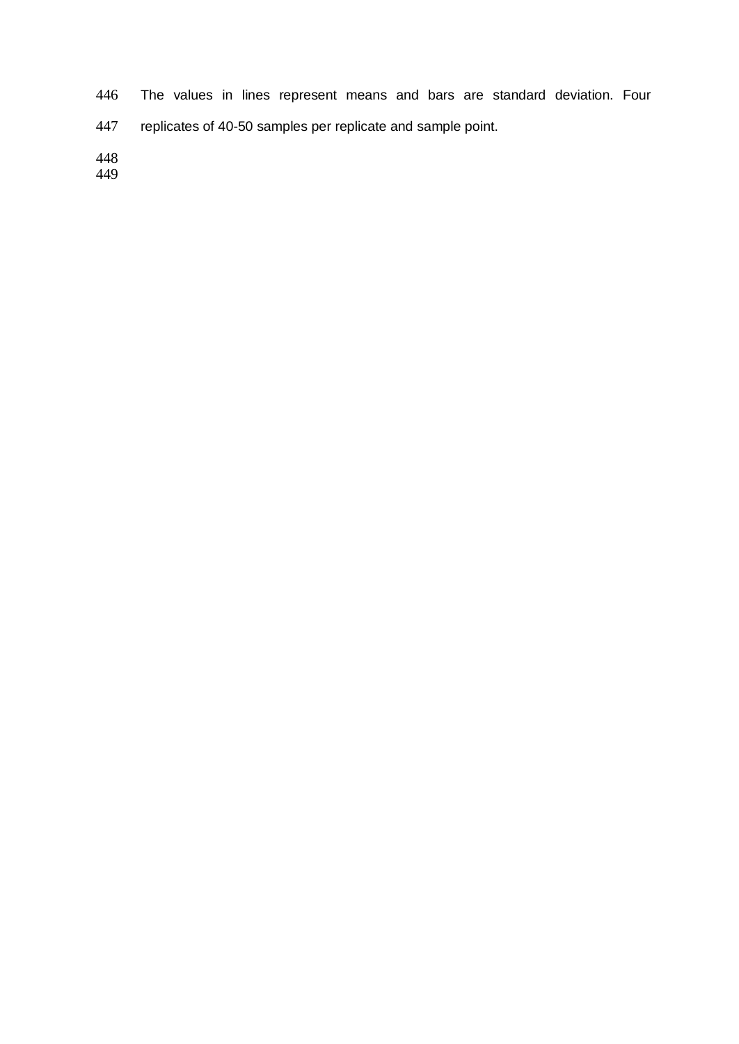The values in lines represent means and bars are standard deviation. Four replicates of 40-50 samples per replicate and sample point.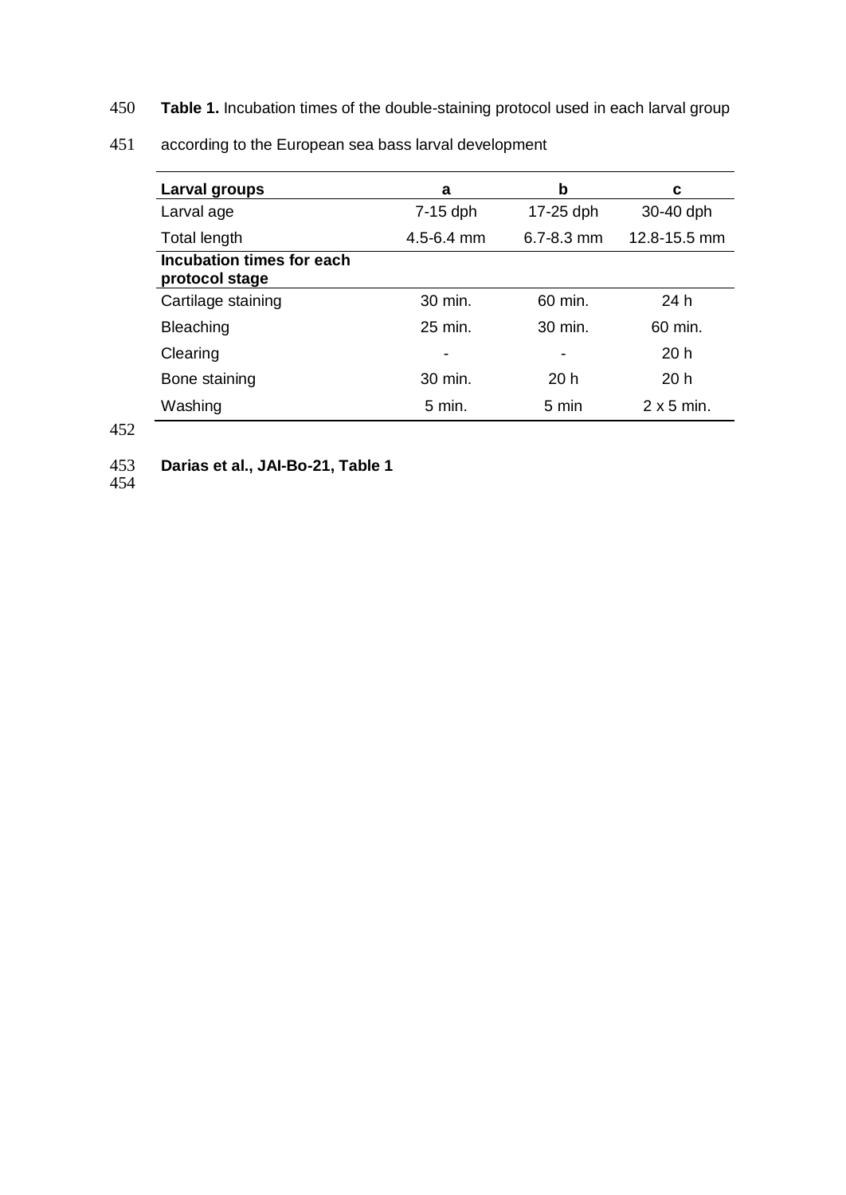**Table 1.** Incubation times of the double-staining protocol used in each larval group according to the European sea bass larval development

| Larval groups | a | b | c |
|---|---|---|---|
| Larval age | 7-15 dph | 17-25 dph | 30-40 dph |
| Total length | 4.5-6.4 mm | 6.7-8.3 mm | 12.8-15.5 mm |
| **Incubation times for each protocol stage** | | | |
| Cartilage staining | 30 min. | 60 min. | 24 h |
| Bleaching | 25 min. | 30 min. | 60 min. |
| Clearing | - | - | 20 h |
| Bone staining | 30 min. | 20 h | 20 h |
| Washing | 5 min. | 5 min | 2 x 5 min. |

**Darias et al., JAI-Bo-21, Table 1**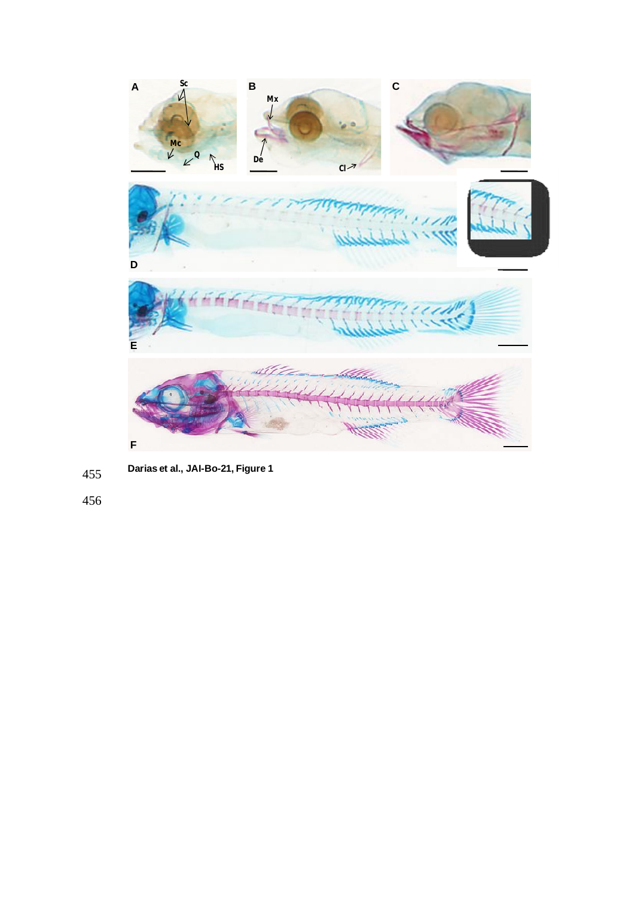Darias et al., JAI-Bo-21, Figure 1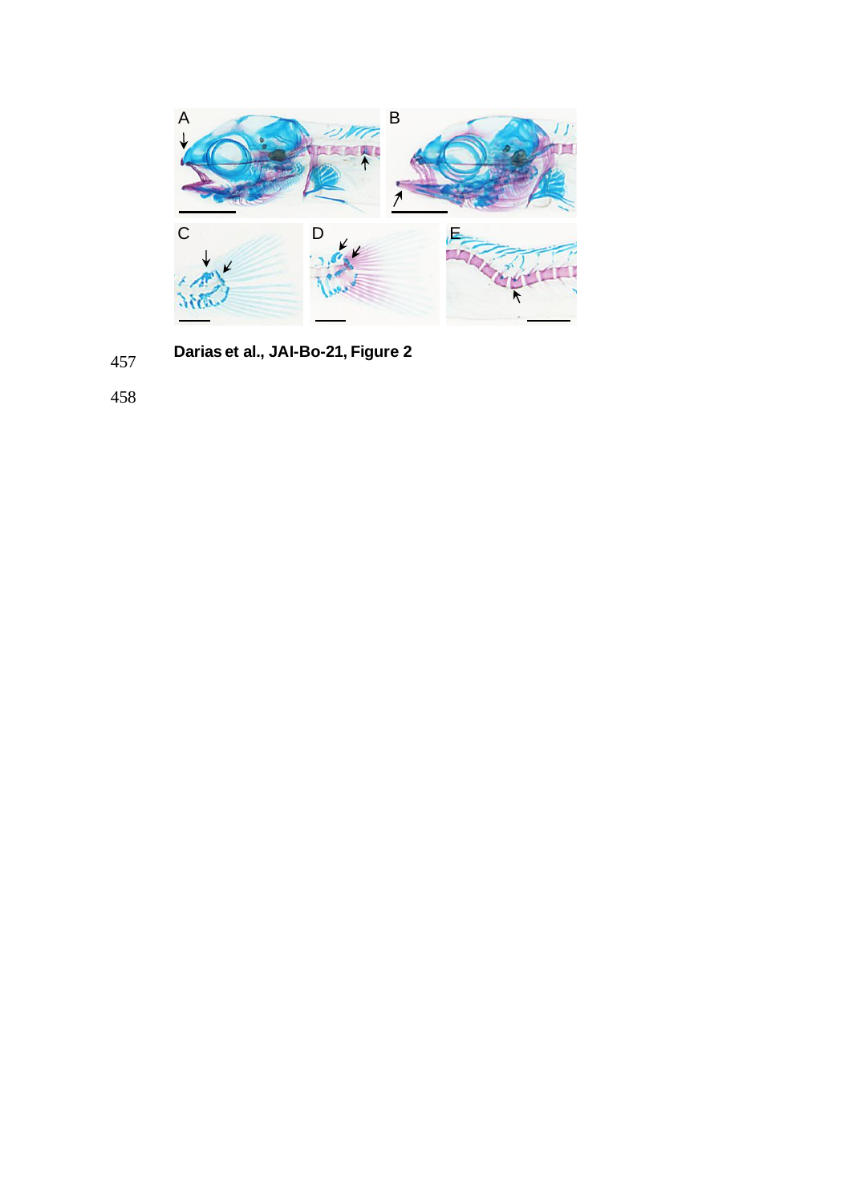**Darias et al., JAI-Bo-21, Figure 2**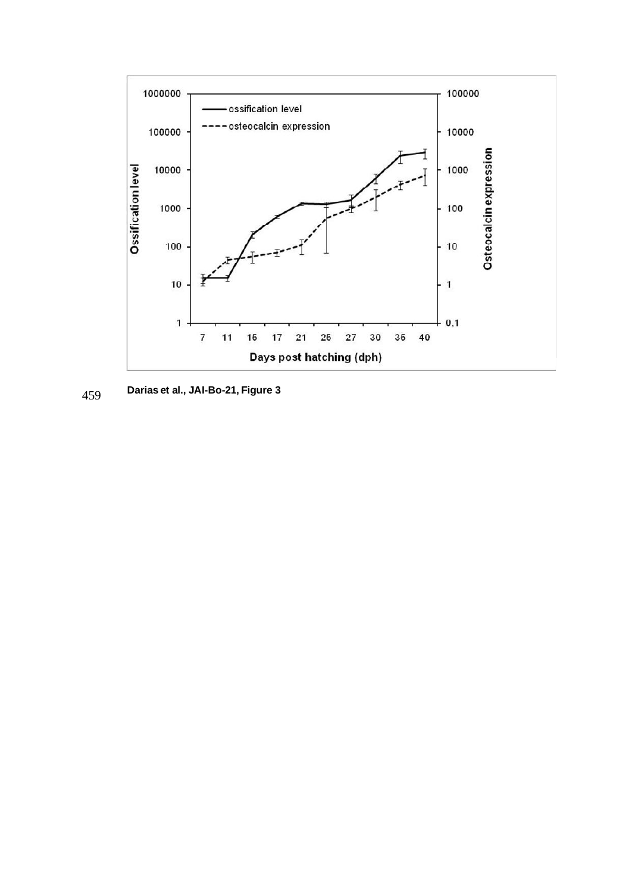1000000

100000

10000

1000

100

10

1

Ossification level

— ossification level

---- osteocalcin expression

100000

10000

1000

100

10

1

0,1

Osteocalcin expression

7 11 15 17 21 25 27 30 35 40

Days post hatching (dph)

**Darias et al., JAI-Bo-21, Figure 3**